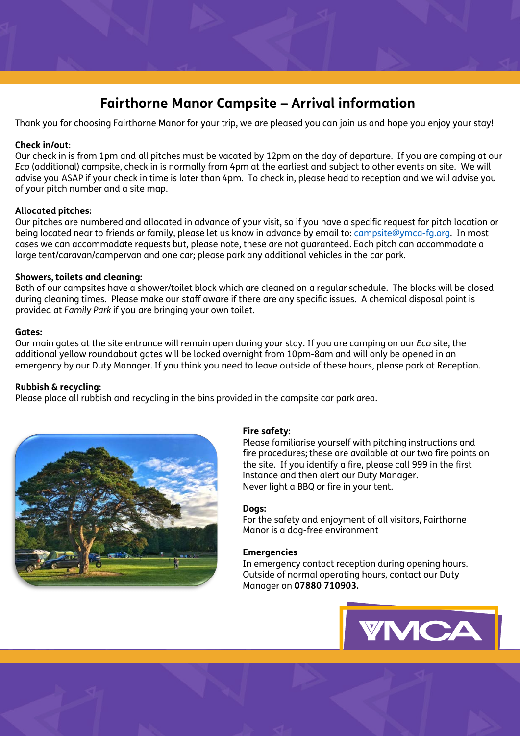# Fairthorne Manor Campsite – Arrival information

Thank you for choosing Fairthorne Manor for your trip, we are pleased you can join us and hope you enjoy your stay!

**Check in/out**:

Our check in is from 1pm and all pitches must be vacated by 12pm on the day of departure. If you are camping at our *Eco* (additional) campsite, check in is normally from 4pm at the earliest and subject to other events on site. We will advise you ASAP if your check in time is later than 4pm. To check in, please head to reception and we will advise you of your pitch number and a site map.

**Allocated pitches:**

Our pitches are numbered and allocated in advance of your visit, so if you have a specific request for pitch location or being located near to friends or family, please let us know in advance by email to: campsite@ymca-fg.org. In most cases we can accommodate requests but, please note, these are not guaranteed. Each pitch can accommodate a large tent/caravan/campervan and one car; please park any additional vehicles in the car park.

**Showers, toilets and cleaning:**

Both of our campsites have a shower/toilet block which are cleaned on a regular schedule. The blocks will be closed during cleaning times. Please make our staff aware if there are any specific issues. A chemical disposal point is provided at *Family Park* if you are bringing your own toilet.

**Gates:**

Our main gates at the site entrance will remain open during your stay. If you are camping on our *Eco* site, the additional yellow roundabout gates will be locked overnight from 10pm-8am and will only be opened in an emergency by our Duty Manager. If you think you need to leave outside of these hours, please park at Reception.

**Rubbish & recycling:**

Please place all rubbish and recycling in the bins provided in the campsite car park area.

**Fire safety:**

Please familiarise yourself with pitching instructions and fire procedures; these are available at our two fire points on the site. If you identify a fire, please call 999 in the first instance and then alert our Duty Manager.
Never light a BBQ or fire in your tent.

**Dogs:**

For the safety and enjoyment of all visitors, Fairthorne Manor is a dog-free environment

**Emergencies**

In emergency contact reception during opening hours. Outside of normal operating hours, contact our Duty Manager on **07880 710903.**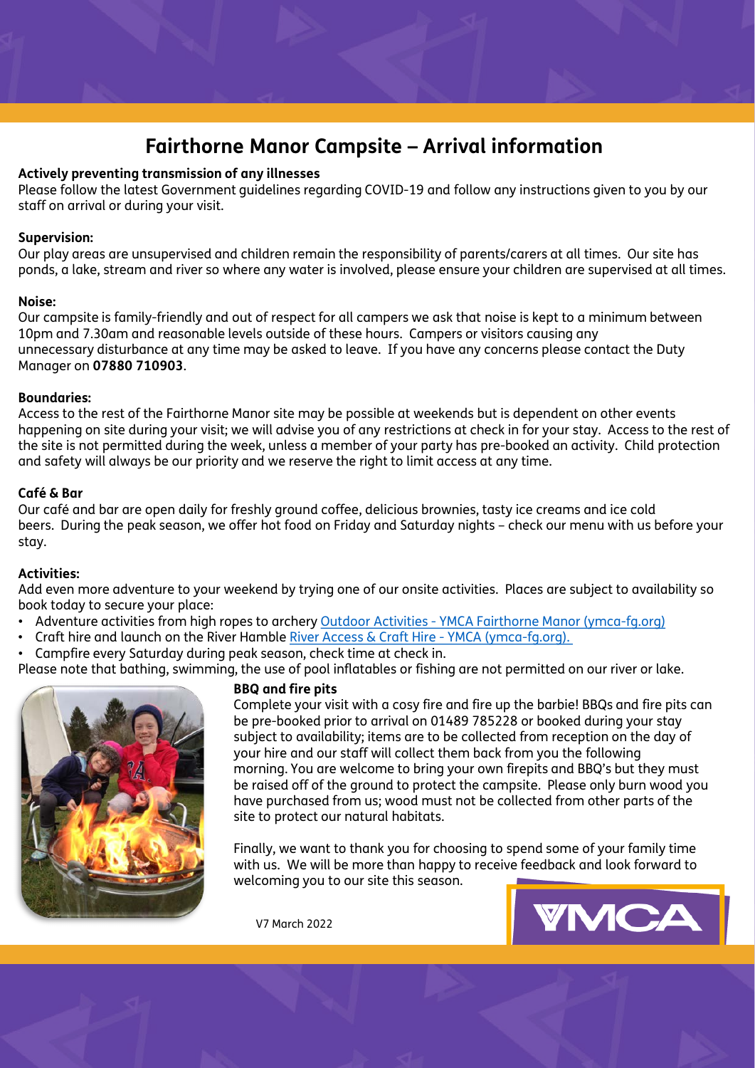# Fairthorne Manor Campsite – Arrival information

**Actively preventing transmission of any illnesses**
Please follow the latest Government guidelines regarding COVID-19 and follow any instructions given to you by our staff on arrival or during your visit.

**Supervision:**
Our play areas are unsupervised and children remain the responsibility of parents/carers at all times. Our site has ponds, a lake, stream and river so where any water is involved, please ensure your children are supervised at all times.

**Noise:**
Our campsite is family-friendly and out of respect for all campers we ask that noise is kept to a minimum between 10pm and 7.30am and reasonable levels outside of these hours. Campers or visitors causing any unnecessary disturbance at any time may be asked to leave. If you have any concerns please contact the Duty Manager on **07880 710903**.

**Boundaries:**
Access to the rest of the Fairthorne Manor site may be possible at weekends but is dependent on other events happening on site during your visit; we will advise you of any restrictions at check in for your stay. Access to the rest of the site is not permitted during the week, unless a member of your party has pre-booked an activity. Child protection and safety will always be our priority and we reserve the right to limit access at any time.

**Café & Bar**
Our café and bar are open daily for freshly ground coffee, delicious brownies, tasty ice creams and ice cold beers. During the peak season, we offer hot food on Friday and Saturday nights – check our menu with us before your stay.

**Activities:**
Add even more adventure to your weekend by trying one of our onsite activities. Places are subject to availability so book today to secure your place:

- Adventure activities from high ropes to archery [Outdoor Activities - YMCA Fairthorne Manor (ymca-fg.org)]
- Craft hire and launch on the River Hamble [River Access & Craft Hire - YMCA (ymca-fg.org).]
- Campfire every Saturday during peak season, check time at check in.

Please note that bathing, swimming, the use of pool inflatables or fishing are not permitted on our river or lake.

**BBQ and fire pits**
Complete your visit with a cosy fire and fire up the barbie! BBQs and fire pits can be pre-booked prior to arrival on 01489 785228 or booked during your stay subject to availability; items are to be collected from reception on the day of your hire and our staff will collect them back from you the following morning. You are welcome to bring your own firepits and BBQ's but they must be raised off of the ground to protect the campsite. Please only burn wood you have purchased from us; wood must not be collected from other parts of the site to protect our natural habitats.

Finally, we want to thank you for choosing to spend some of your family time with us. We will be more than happy to receive feedback and look forward to welcoming you to our site this season.

V7 March 2022

YMCA